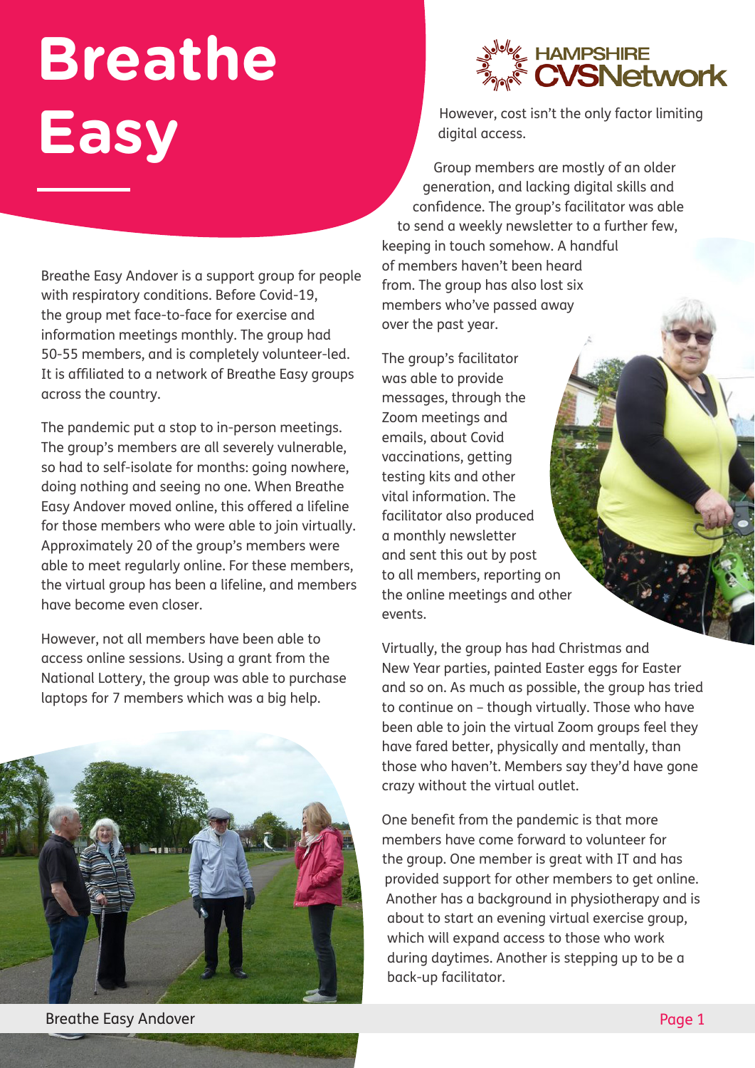# Breathe Easy

Breathe Easy Andover is a support group for people with respiratory conditions. Before Covid-19, the group met face-to-face for exercise and information meetings monthly. The group had 50-55 members, and is completely volunteer-led. It is affiliated to a network of Breathe Easy groups across the country.

The pandemic put a stop to in-person meetings. The group's members are all severely vulnerable, so had to self-isolate for months: going nowhere, doing nothing and seeing no one. When Breathe Easy Andover moved online, this offered a lifeline for those members who were able to join virtually. Approximately 20 of the group's members were able to meet regularly online. For these members, the virtual group has been a lifeline, and members have become even closer.

However, not all members have been able to access online sessions. Using a grant from the National Lottery, the group was able to purchase laptops for 7 members which was a big help.

However, cost isn't the only factor limiting digital access.

Group members are mostly of an older generation, and lacking digital skills and confidence. The group's facilitator was able to send a weekly newsletter to a further few, keeping in touch somehow. A handful of members haven't been heard from. The group has also lost six members who've passed away over the past year.

The group's facilitator was able to provide messages, through the Zoom meetings and emails, about Covid vaccinations, getting testing kits and other vital information. The facilitator also produced a monthly newsletter and sent this out by post to all members, reporting on the online meetings and other events.

Virtually, the group has had Christmas and New Year parties, painted Easter eggs for Easter and so on. As much as possible, the group has tried to continue on – though virtually. Those who have been able to join the virtual Zoom groups feel they have fared better, physically and mentally, than those who haven't. Members say they'd have gone crazy without the virtual outlet.

One benefit from the pandemic is that more members have come forward to volunteer for the group. One member is great with IT and has provided support for other members to get online. Another has a background in physiotherapy and is about to start an evening virtual exercise group, which will expand access to those who work during daytimes. Another is stepping up to be a back-up facilitator.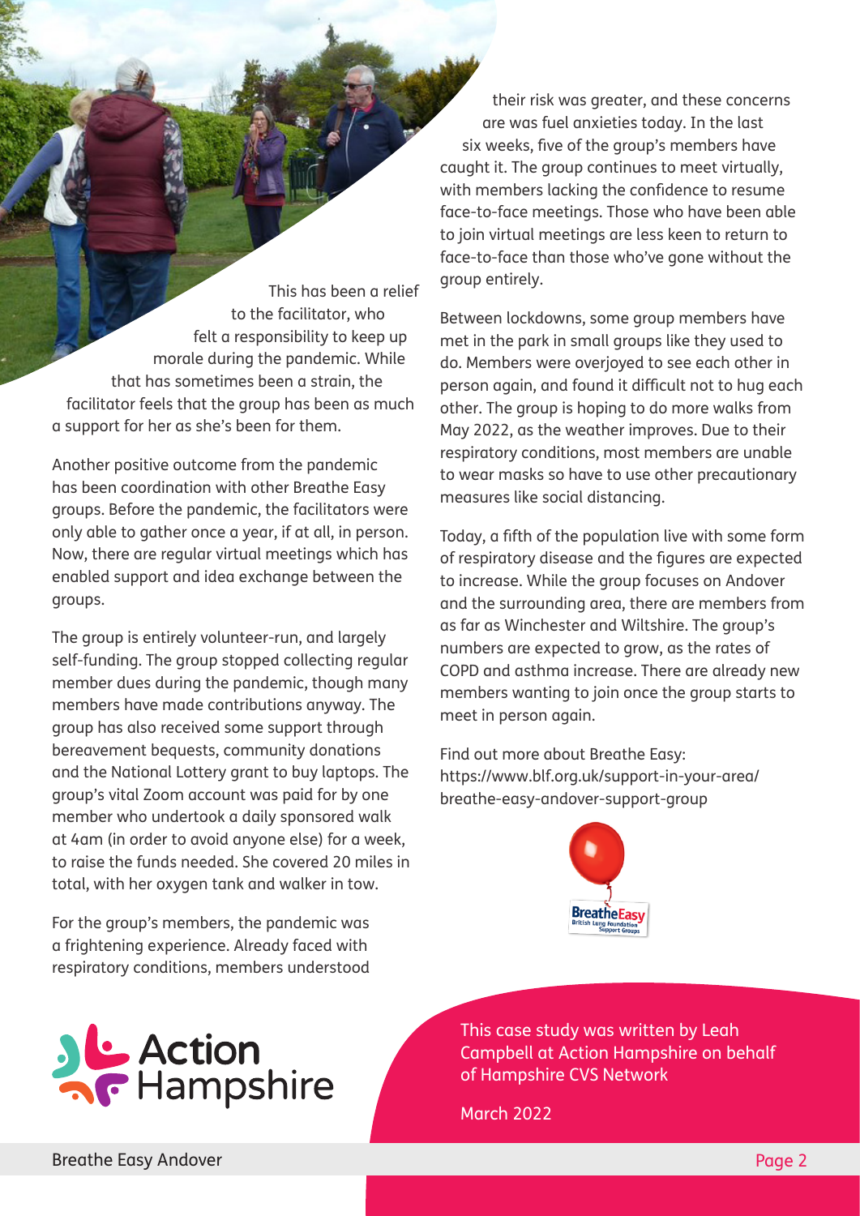This has been a relief to the facilitator, who felt a responsibility to keep up morale during the pandemic. While that has sometimes been a strain, the facilitator feels that the group has been as much a support for her as she's been for them.

Another positive outcome from the pandemic has been coordination with other Breathe Easy groups. Before the pandemic, the facilitators were only able to gather once a year, if at all, in person. Now, there are regular virtual meetings which has enabled support and idea exchange between the groups.

The group is entirely volunteer-run, and largely self-funding. The group stopped collecting regular member dues during the pandemic, though many members have made contributions anyway. The group has also received some support through bereavement bequests, community donations and the National Lottery grant to buy laptops. The group's vital Zoom account was paid for by one member who undertook a daily sponsored walk at 4am (in order to avoid anyone else) for a week, to raise the funds needed. She covered 20 miles in total, with her oxygen tank and walker in tow.

For the group's members, the pandemic was a frightening experience. Already faced with respiratory conditions, members understood their risk was greater, and these concerns are was fuel anxieties today. In the last six weeks, five of the group's members have caught it. The group continues to meet virtually, with members lacking the confidence to resume face-to-face meetings. Those who have been able to join virtual meetings are less keen to return to face-to-face than those who've gone without the group entirely.

Between lockdowns, some group members have met in the park in small groups like they used to do. Members were overjoyed to see each other in person again, and found it difficult not to hug each other. The group is hoping to do more walks from May 2022, as the weather improves. Due to their respiratory conditions, most members are unable to wear masks so have to use other precautionary measures like social distancing.

Today, a fifth of the population live with some form of respiratory disease and the figures are expected to increase. While the group focuses on Andover and the surrounding area, there are members from as far as Winchester and Wiltshire. The group's numbers are expected to grow, as the rates of COPD and asthma increase. There are already new members wanting to join once the group starts to meet in person again.

Find out more about Breathe Easy:
https://www.blf.org.uk/support-in-your-area/breathe-easy-andover-support-group

This case study was written by Leah Campbell at Action Hampshire on behalf of Hampshire CVS Network

March 2022